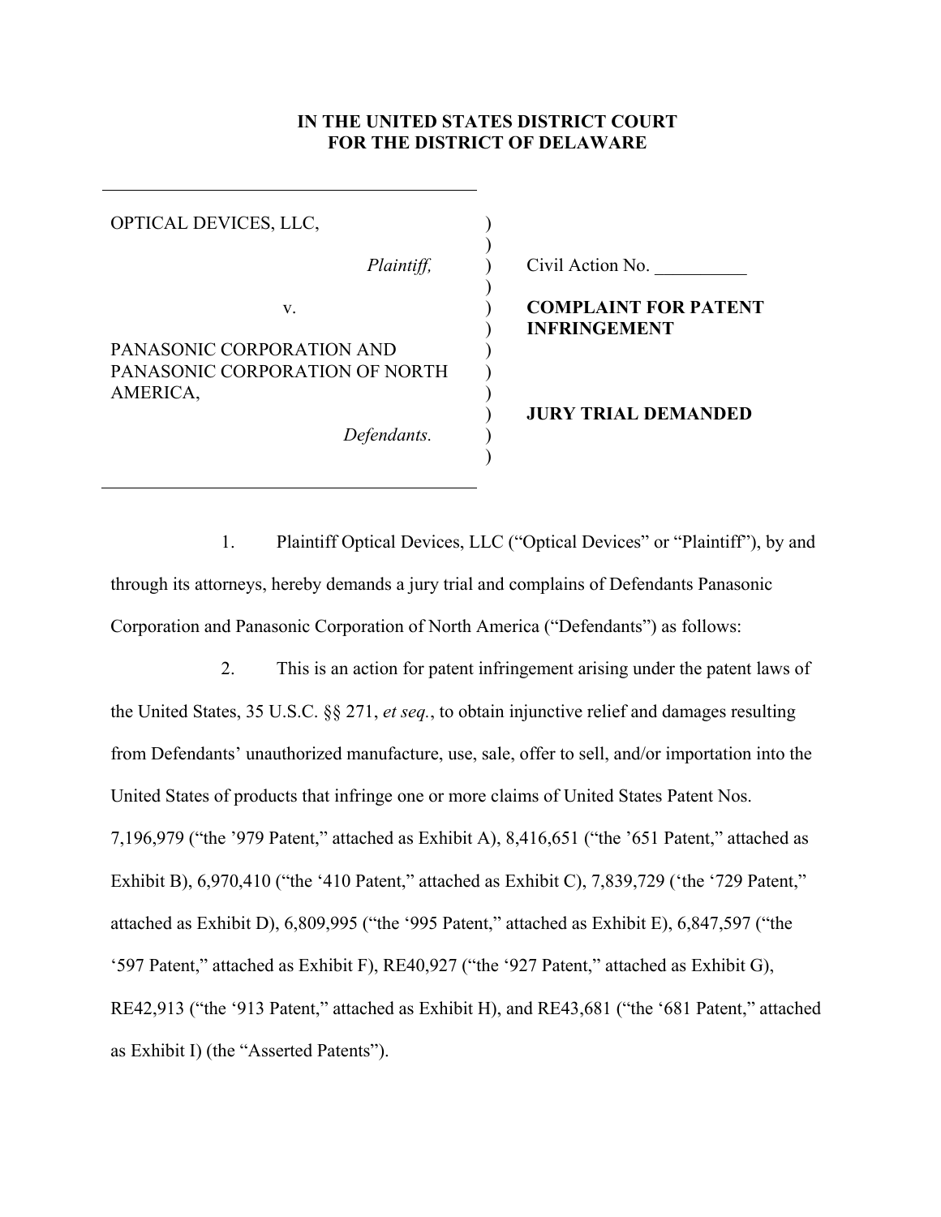**IN THE UNITED STATES DISTRICT COURT**
**FOR THE DISTRICT OF DELAWARE**

| | | |
|---|---|---|
| OPTICAL DEVICES, LLC, *Plaintiff,* v. PANASONIC CORPORATION AND PANASONIC CORPORATION OF NORTH AMERICA, *Defendants.* | ) | Civil Action No. __________ **COMPLAINT FOR PATENT INFRINGEMENT** **JURY TRIAL DEMANDED** |

1. Plaintiff Optical Devices, LLC ("Optical Devices" or "Plaintiff"), by and through its attorneys, hereby demands a jury trial and complains of Defendants Panasonic Corporation and Panasonic Corporation of North America ("Defendants") as follows:

2. This is an action for patent infringement arising under the patent laws of the United States, 35 U.S.C. §§ 271, *et seq.*, to obtain injunctive relief and damages resulting from Defendants' unauthorized manufacture, use, sale, offer to sell, and/or importation into the United States of products that infringe one or more claims of United States Patent Nos. 7,196,979 ("the '979 Patent," attached as Exhibit A), 8,416,651 ("the '651 Patent," attached as Exhibit B), 6,970,410 ("the '410 Patent," attached as Exhibit C), 7,839,729 ('the '729 Patent," attached as Exhibit D), 6,809,995 ("the '995 Patent," attached as Exhibit E), 6,847,597 ("the '597 Patent," attached as Exhibit F), RE40,927 ("the '927 Patent," attached as Exhibit G), RE42,913 ("the '913 Patent," attached as Exhibit H), and RE43,681 ("the '681 Patent," attached as Exhibit I) (the "Asserted Patents").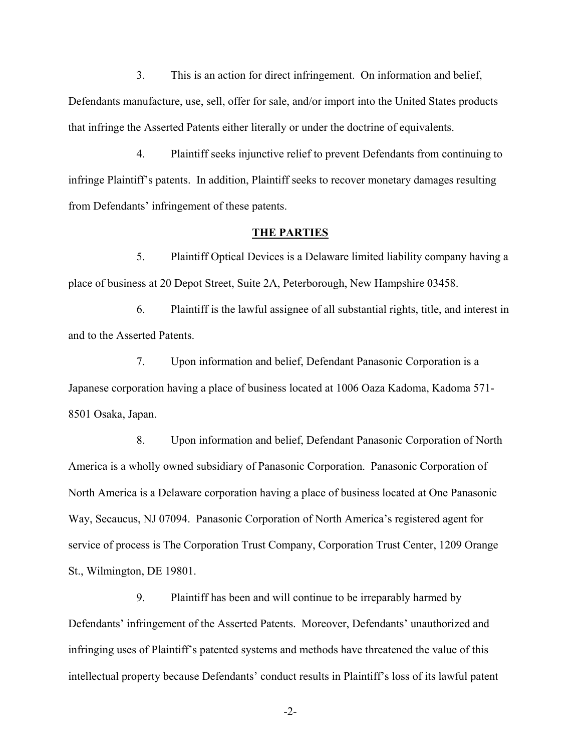3. This is an action for direct infringement. On information and belief, Defendants manufacture, use, sell, offer for sale, and/or import into the United States products that infringe the Asserted Patents either literally or under the doctrine of equivalents.

4. Plaintiff seeks injunctive relief to prevent Defendants from continuing to infringe Plaintiff's patents. In addition, Plaintiff seeks to recover monetary damages resulting from Defendants' infringement of these patents.

## THE PARTIES

5. Plaintiff Optical Devices is a Delaware limited liability company having a place of business at 20 Depot Street, Suite 2A, Peterborough, New Hampshire 03458.

6. Plaintiff is the lawful assignee of all substantial rights, title, and interest in and to the Asserted Patents.

7. Upon information and belief, Defendant Panasonic Corporation is a Japanese corporation having a place of business located at 1006 Oaza Kadoma, Kadoma 571-8501 Osaka, Japan.

8. Upon information and belief, Defendant Panasonic Corporation of North America is a wholly owned subsidiary of Panasonic Corporation. Panasonic Corporation of North America is a Delaware corporation having a place of business located at One Panasonic Way, Secaucus, NJ 07094. Panasonic Corporation of North America's registered agent for service of process is The Corporation Trust Company, Corporation Trust Center, 1209 Orange St., Wilmington, DE 19801.

9. Plaintiff has been and will continue to be irreparably harmed by Defendants' infringement of the Asserted Patents. Moreover, Defendants' unauthorized and infringing uses of Plaintiff's patented systems and methods have threatened the value of this intellectual property because Defendants' conduct results in Plaintiff's loss of its lawful patent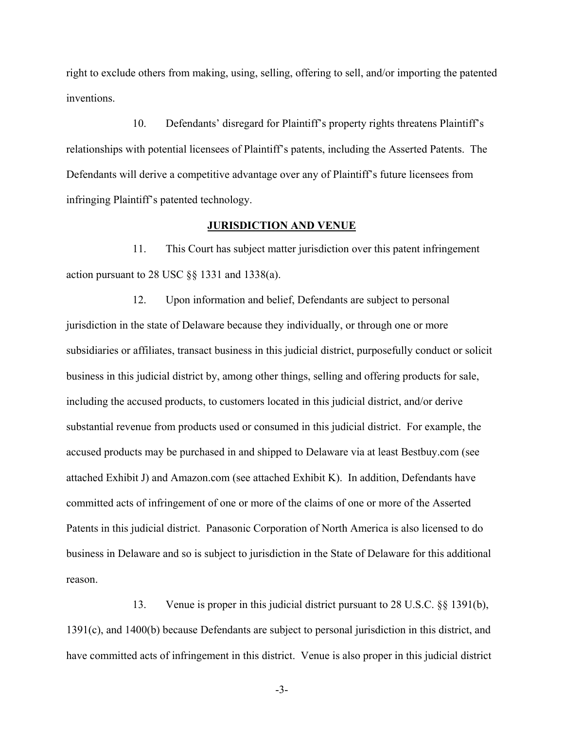right to exclude others from making, using, selling, offering to sell, and/or importing the patented inventions.

10. Defendants' disregard for Plaintiff's property rights threatens Plaintiff's relationships with potential licensees of Plaintiff's patents, including the Asserted Patents. The Defendants will derive a competitive advantage over any of Plaintiff's future licensees from infringing Plaintiff's patented technology.

## JURISDICTION AND VENUE

11. This Court has subject matter jurisdiction over this patent infringement action pursuant to 28 USC §§ 1331 and 1338(a).

12. Upon information and belief, Defendants are subject to personal jurisdiction in the state of Delaware because they individually, or through one or more subsidiaries or affiliates, transact business in this judicial district, purposefully conduct or solicit business in this judicial district by, among other things, selling and offering products for sale, including the accused products, to customers located in this judicial district, and/or derive substantial revenue from products used or consumed in this judicial district. For example, the accused products may be purchased in and shipped to Delaware via at least Bestbuy.com (see attached Exhibit J) and Amazon.com (see attached Exhibit K). In addition, Defendants have committed acts of infringement of one or more of the claims of one or more of the Asserted Patents in this judicial district. Panasonic Corporation of North America is also licensed to do business in Delaware and so is subject to jurisdiction in the State of Delaware for this additional reason.

13. Venue is proper in this judicial district pursuant to 28 U.S.C. §§ 1391(b), 1391(c), and 1400(b) because Defendants are subject to personal jurisdiction in this district, and have committed acts of infringement in this district. Venue is also proper in this judicial district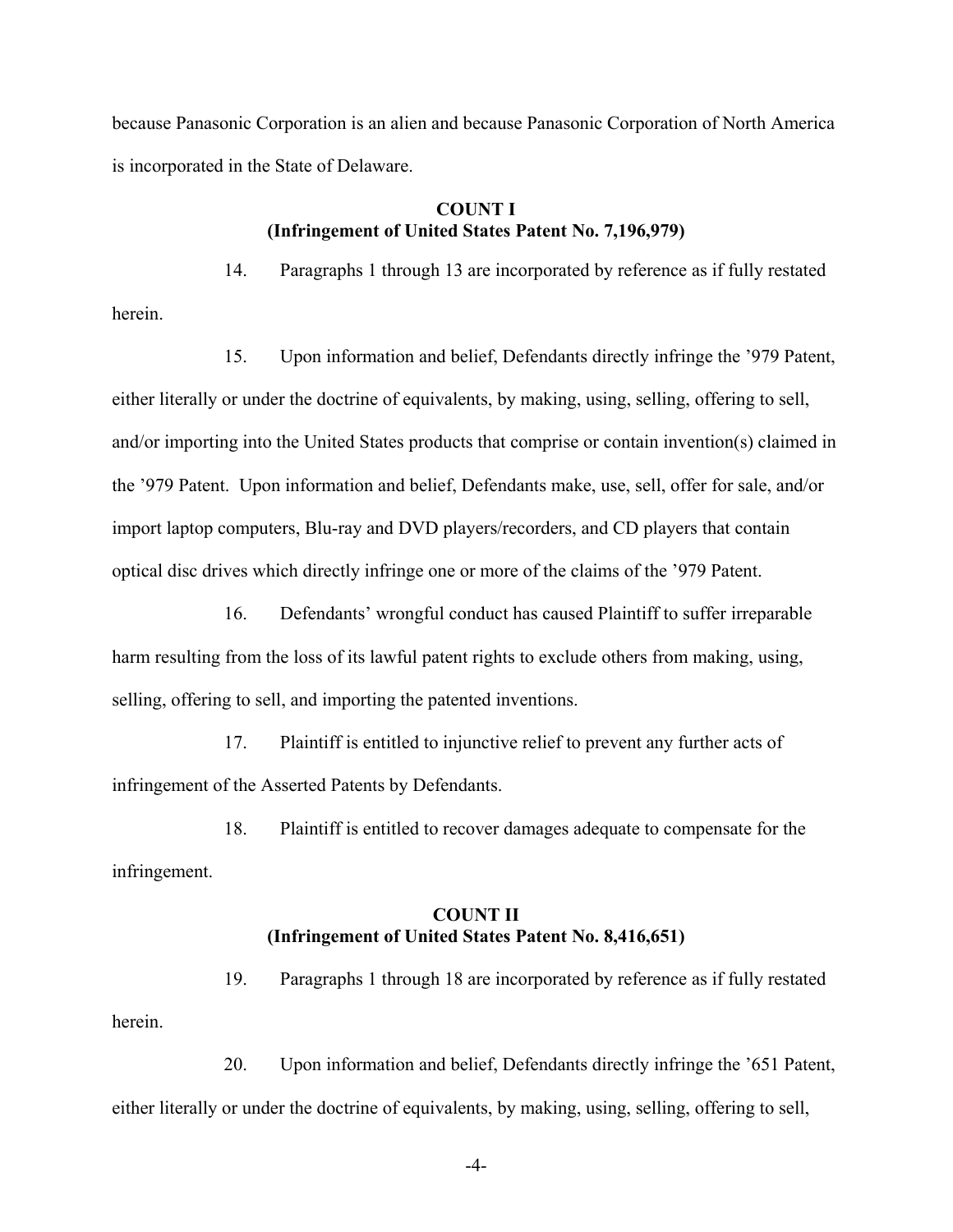because Panasonic Corporation is an alien and because Panasonic Corporation of North America is incorporated in the State of Delaware.

**COUNT I**
**(Infringement of United States Patent No. 7,196,979)**

14. Paragraphs 1 through 13 are incorporated by reference as if fully restated herein.

15. Upon information and belief, Defendants directly infringe the ’979 Patent, either literally or under the doctrine of equivalents, by making, using, selling, offering to sell, and/or importing into the United States products that comprise or contain invention(s) claimed in the ’979 Patent. Upon information and belief, Defendants make, use, sell, offer for sale, and/or import laptop computers, Blu-ray and DVD players/recorders, and CD players that contain optical disc drives which directly infringe one or more of the claims of the ’979 Patent.

16. Defendants’ wrongful conduct has caused Plaintiff to suffer irreparable harm resulting from the loss of its lawful patent rights to exclude others from making, using, selling, offering to sell, and importing the patented inventions.

17. Plaintiff is entitled to injunctive relief to prevent any further acts of infringement of the Asserted Patents by Defendants.

18. Plaintiff is entitled to recover damages adequate to compensate for the infringement.

**COUNT II**
**(Infringement of United States Patent No. 8,416,651)**

19. Paragraphs 1 through 18 are incorporated by reference as if fully restated herein.

20. Upon information and belief, Defendants directly infringe the ’651 Patent, either literally or under the doctrine of equivalents, by making, using, selling, offering to sell,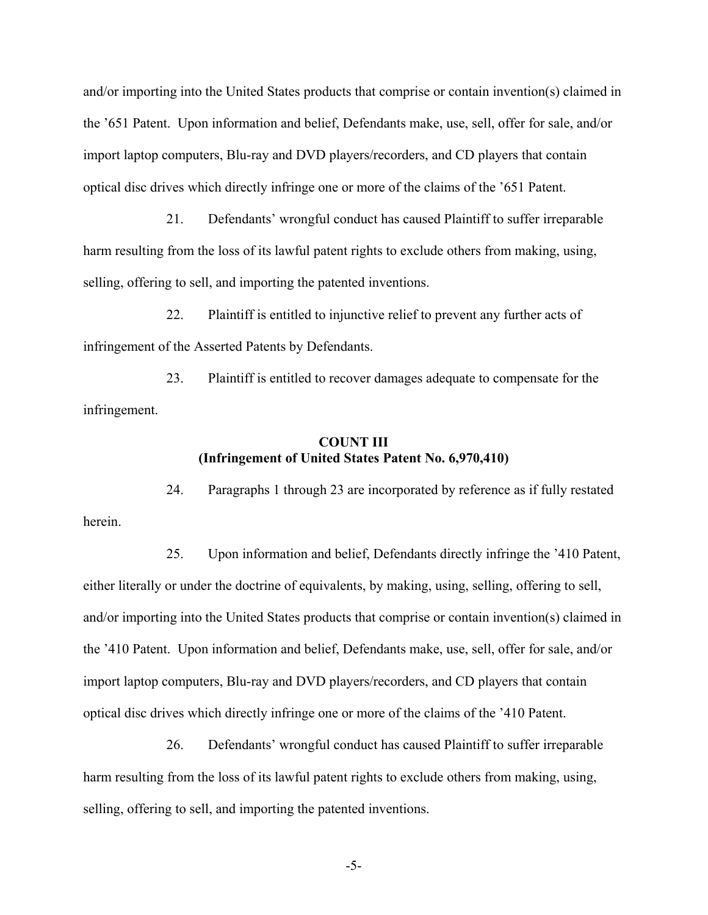and/or importing into the United States products that comprise or contain invention(s) claimed in the ’651 Patent. Upon information and belief, Defendants make, use, sell, offer for sale, and/or import laptop computers, Blu-ray and DVD players/recorders, and CD players that contain optical disc drives which directly infringe one or more of the claims of the ’651 Patent.

21. Defendants’ wrongful conduct has caused Plaintiff to suffer irreparable harm resulting from the loss of its lawful patent rights to exclude others from making, using, selling, offering to sell, and importing the patented inventions.

22. Plaintiff is entitled to injunctive relief to prevent any further acts of infringement of the Asserted Patents by Defendants.

23. Plaintiff is entitled to recover damages adequate to compensate for the infringement.

**COUNT III**
**(Infringement of United States Patent No. 6,970,410)**

24. Paragraphs 1 through 23 are incorporated by reference as if fully restated herein.

25. Upon information and belief, Defendants directly infringe the ’410 Patent, either literally or under the doctrine of equivalents, by making, using, selling, offering to sell, and/or importing into the United States products that comprise or contain invention(s) claimed in the ’410 Patent. Upon information and belief, Defendants make, use, sell, offer for sale, and/or import laptop computers, Blu-ray and DVD players/recorders, and CD players that contain optical disc drives which directly infringe one or more of the claims of the ’410 Patent.

26. Defendants’ wrongful conduct has caused Plaintiff to suffer irreparable harm resulting from the loss of its lawful patent rights to exclude others from making, using, selling, offering to sell, and importing the patented inventions.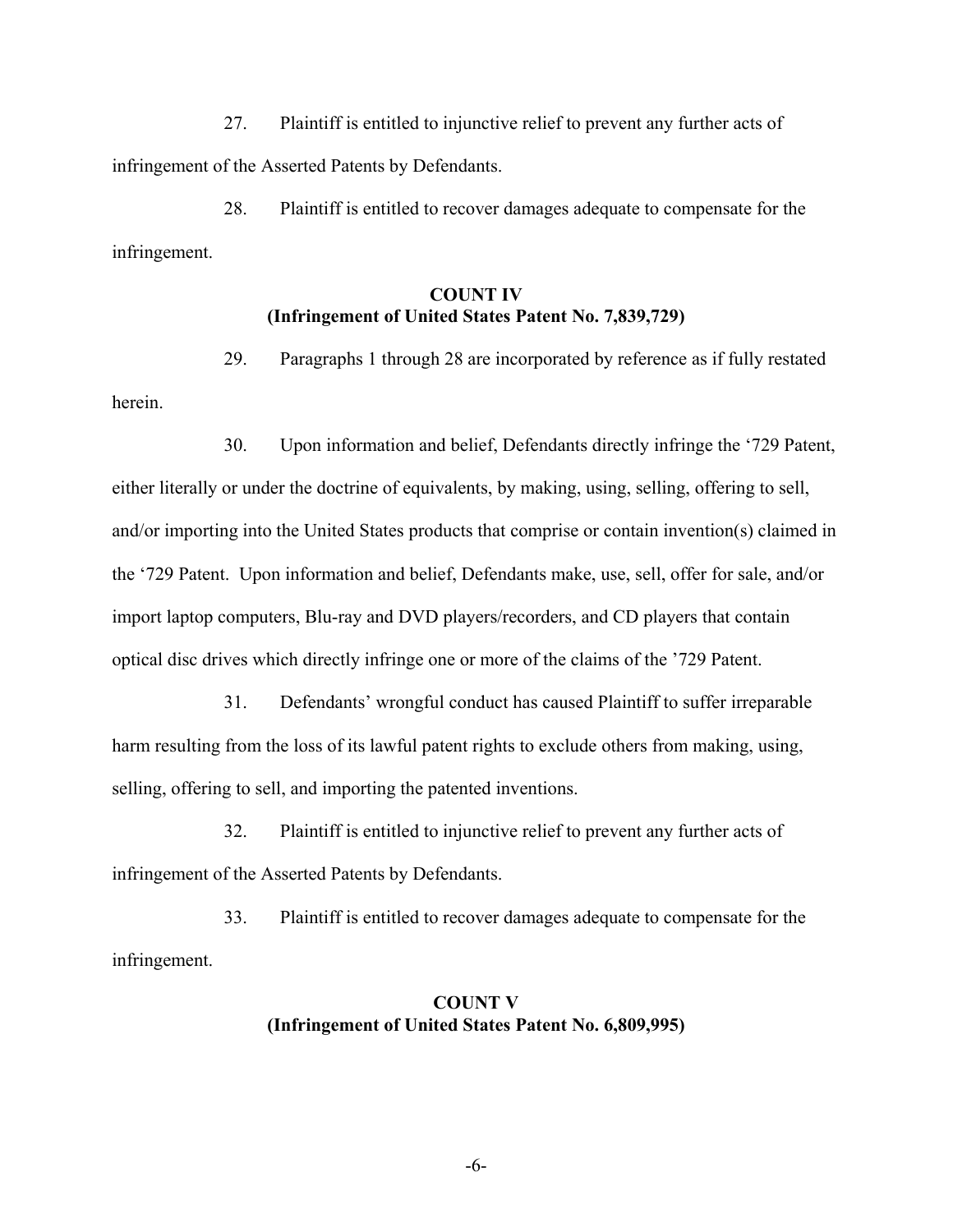27. Plaintiff is entitled to injunctive relief to prevent any further acts of infringement of the Asserted Patents by Defendants.

28. Plaintiff is entitled to recover damages adequate to compensate for the infringement.

**COUNT IV**
**(Infringement of United States Patent No. 7,839,729)**

29. Paragraphs 1 through 28 are incorporated by reference as if fully restated herein.

30. Upon information and belief, Defendants directly infringe the ‘729 Patent, either literally or under the doctrine of equivalents, by making, using, selling, offering to sell, and/or importing into the United States products that comprise or contain invention(s) claimed in the ‘729 Patent. Upon information and belief, Defendants make, use, sell, offer for sale, and/or import laptop computers, Blu-ray and DVD players/recorders, and CD players that contain optical disc drives which directly infringe one or more of the claims of the ’729 Patent.

31. Defendants’ wrongful conduct has caused Plaintiff to suffer irreparable harm resulting from the loss of its lawful patent rights to exclude others from making, using, selling, offering to sell, and importing the patented inventions.

32. Plaintiff is entitled to injunctive relief to prevent any further acts of infringement of the Asserted Patents by Defendants.

33. Plaintiff is entitled to recover damages adequate to compensate for the infringement.

**COUNT V**
**(Infringement of United States Patent No. 6,809,995)**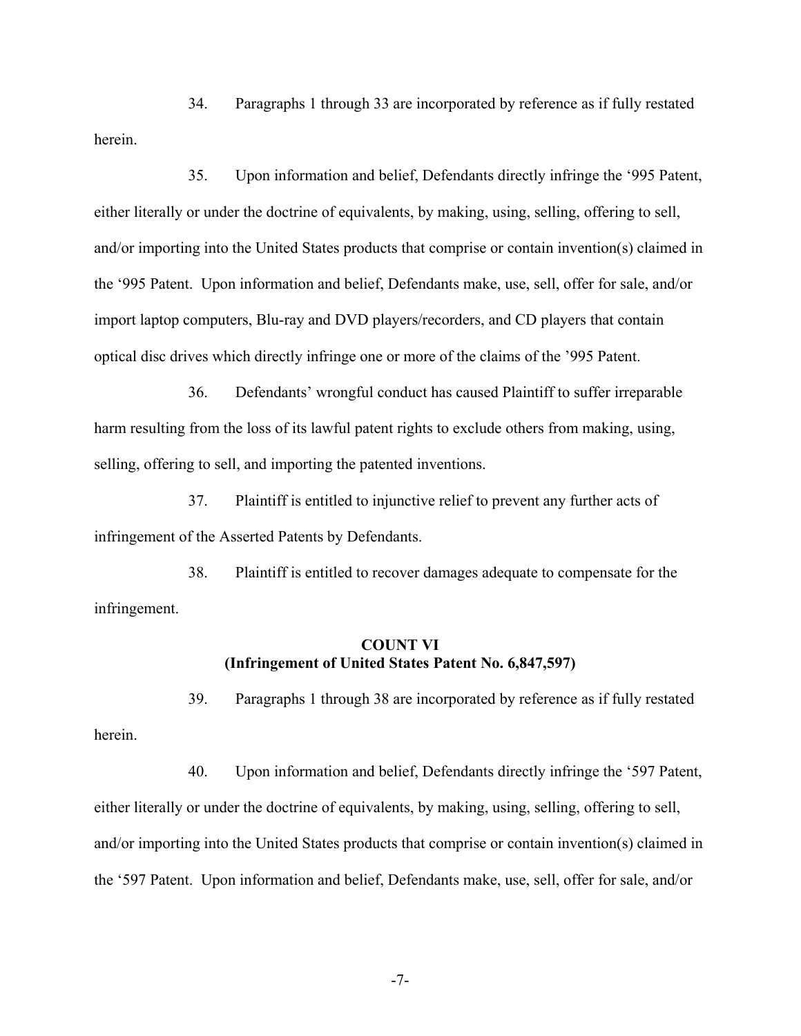34. Paragraphs 1 through 33 are incorporated by reference as if fully restated herein.

35. Upon information and belief, Defendants directly infringe the '995 Patent, either literally or under the doctrine of equivalents, by making, using, selling, offering to sell, and/or importing into the United States products that comprise or contain invention(s) claimed in the '995 Patent. Upon information and belief, Defendants make, use, sell, offer for sale, and/or import laptop computers, Blu-ray and DVD players/recorders, and CD players that contain optical disc drives which directly infringe one or more of the claims of the '995 Patent.

36. Defendants' wrongful conduct has caused Plaintiff to suffer irreparable harm resulting from the loss of its lawful patent rights to exclude others from making, using, selling, offering to sell, and importing the patented inventions.

37. Plaintiff is entitled to injunctive relief to prevent any further acts of infringement of the Asserted Patents by Defendants.

38. Plaintiff is entitled to recover damages adequate to compensate for the infringement.

**COUNT VI**
**(Infringement of United States Patent No. 6,847,597)**

39. Paragraphs 1 through 38 are incorporated by reference as if fully restated herein.

40. Upon information and belief, Defendants directly infringe the '597 Patent, either literally or under the doctrine of equivalents, by making, using, selling, offering to sell, and/or importing into the United States products that comprise or contain invention(s) claimed in the '597 Patent. Upon information and belief, Defendants make, use, sell, offer for sale, and/or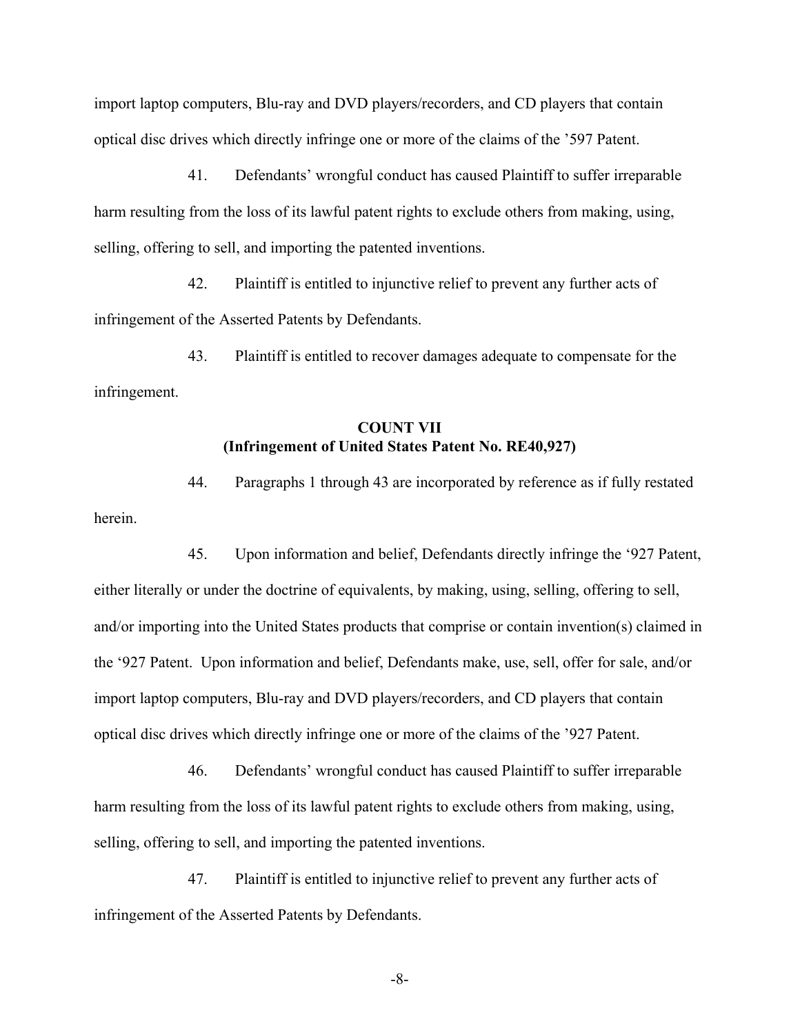import laptop computers, Blu-ray and DVD players/recorders, and CD players that contain optical disc drives which directly infringe one or more of the claims of the '597 Patent.

41. Defendants' wrongful conduct has caused Plaintiff to suffer irreparable harm resulting from the loss of its lawful patent rights to exclude others from making, using, selling, offering to sell, and importing the patented inventions.

42. Plaintiff is entitled to injunctive relief to prevent any further acts of infringement of the Asserted Patents by Defendants.

43. Plaintiff is entitled to recover damages adequate to compensate for the infringement.

**COUNT VII**
**(Infringement of United States Patent No. RE40,927)**

44. Paragraphs 1 through 43 are incorporated by reference as if fully restated herein.

45. Upon information and belief, Defendants directly infringe the '927 Patent, either literally or under the doctrine of equivalents, by making, using, selling, offering to sell, and/or importing into the United States products that comprise or contain invention(s) claimed in the '927 Patent. Upon information and belief, Defendants make, use, sell, offer for sale, and/or import laptop computers, Blu-ray and DVD players/recorders, and CD players that contain optical disc drives which directly infringe one or more of the claims of the '927 Patent.

46. Defendants' wrongful conduct has caused Plaintiff to suffer irreparable harm resulting from the loss of its lawful patent rights to exclude others from making, using, selling, offering to sell, and importing the patented inventions.

47. Plaintiff is entitled to injunctive relief to prevent any further acts of infringement of the Asserted Patents by Defendants.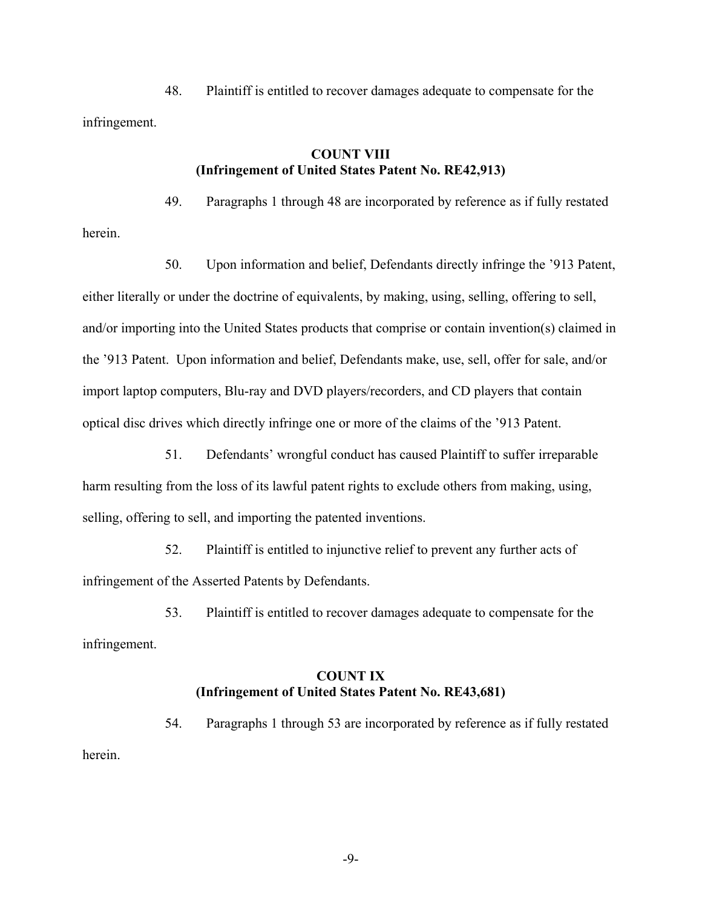48. Plaintiff is entitled to recover damages adequate to compensate for the infringement.

**COUNT VIII**
**(Infringement of United States Patent No. RE42,913)**

49. Paragraphs 1 through 48 are incorporated by reference as if fully restated herein.

50. Upon information and belief, Defendants directly infringe the '913 Patent, either literally or under the doctrine of equivalents, by making, using, selling, offering to sell, and/or importing into the United States products that comprise or contain invention(s) claimed in the '913 Patent. Upon information and belief, Defendants make, use, sell, offer for sale, and/or import laptop computers, Blu-ray and DVD players/recorders, and CD players that contain optical disc drives which directly infringe one or more of the claims of the '913 Patent.

51. Defendants' wrongful conduct has caused Plaintiff to suffer irreparable harm resulting from the loss of its lawful patent rights to exclude others from making, using, selling, offering to sell, and importing the patented inventions.

52. Plaintiff is entitled to injunctive relief to prevent any further acts of infringement of the Asserted Patents by Defendants.

53. Plaintiff is entitled to recover damages adequate to compensate for the infringement.

**COUNT IX**
**(Infringement of United States Patent No. RE43,681)**

54. Paragraphs 1 through 53 are incorporated by reference as if fully restated herein.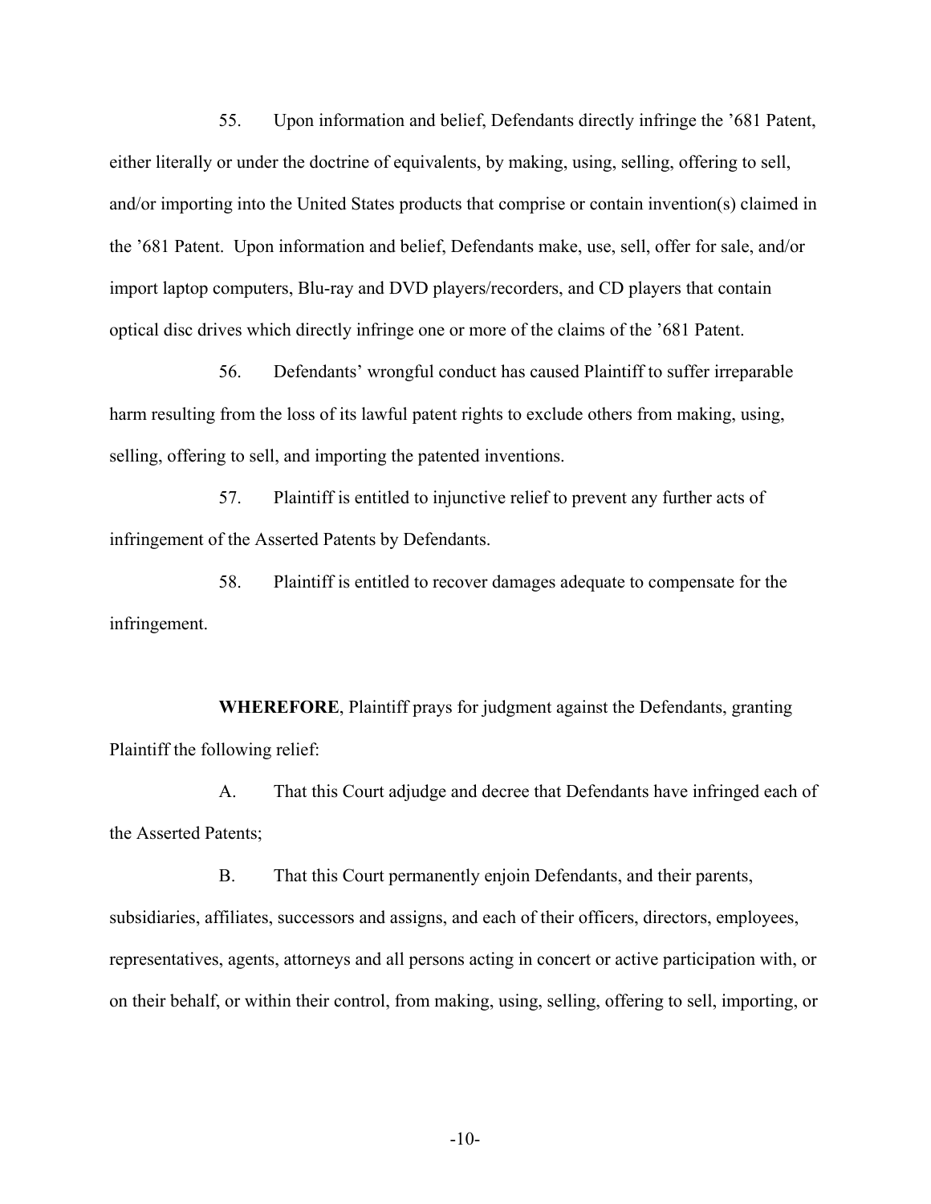55. Upon information and belief, Defendants directly infringe the ’681 Patent, either literally or under the doctrine of equivalents, by making, using, selling, offering to sell, and/or importing into the United States products that comprise or contain invention(s) claimed in the ’681 Patent. Upon information and belief, Defendants make, use, sell, offer for sale, and/or import laptop computers, Blu-ray and DVD players/recorders, and CD players that contain optical disc drives which directly infringe one or more of the claims of the ’681 Patent.

56. Defendants’ wrongful conduct has caused Plaintiff to suffer irreparable harm resulting from the loss of its lawful patent rights to exclude others from making, using, selling, offering to sell, and importing the patented inventions.

57. Plaintiff is entitled to injunctive relief to prevent any further acts of infringement of the Asserted Patents by Defendants.

58. Plaintiff is entitled to recover damages adequate to compensate for the infringement.

**WHEREFORE**, Plaintiff prays for judgment against the Defendants, granting Plaintiff the following relief:

A. That this Court adjudge and decree that Defendants have infringed each of the Asserted Patents;

B. That this Court permanently enjoin Defendants, and their parents, subsidiaries, affiliates, successors and assigns, and each of their officers, directors, employees, representatives, agents, attorneys and all persons acting in concert or active participation with, or on their behalf, or within their control, from making, using, selling, offering to sell, importing, or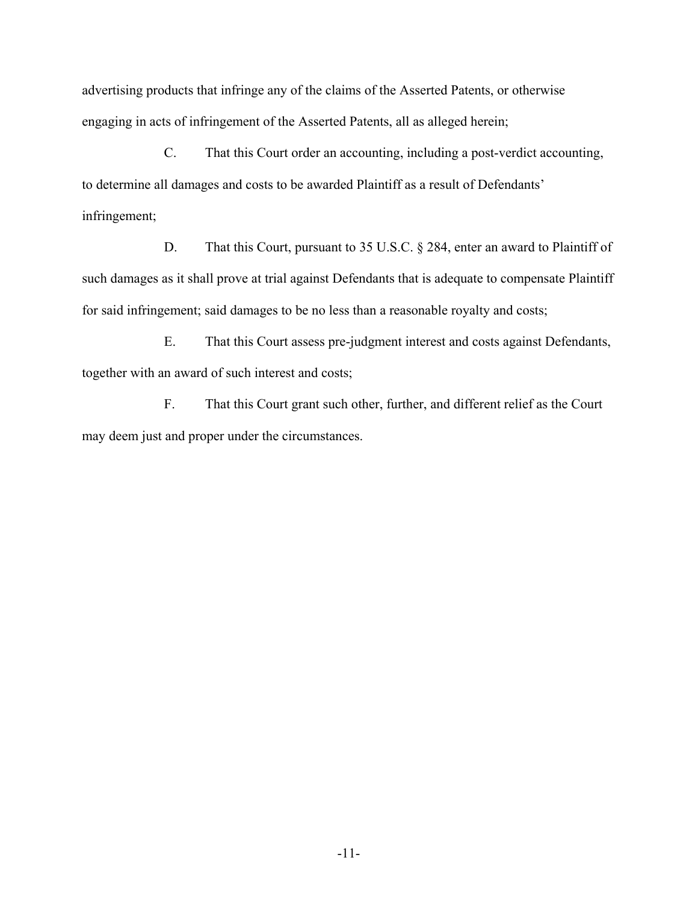advertising products that infringe any of the claims of the Asserted Patents, or otherwise engaging in acts of infringement of the Asserted Patents, all as alleged herein;

C. That this Court order an accounting, including a post-verdict accounting, to determine all damages and costs to be awarded Plaintiff as a result of Defendants' infringement;

D. That this Court, pursuant to 35 U.S.C. § 284, enter an award to Plaintiff of such damages as it shall prove at trial against Defendants that is adequate to compensate Plaintiff for said infringement; said damages to be no less than a reasonable royalty and costs;

E. That this Court assess pre-judgment interest and costs against Defendants, together with an award of such interest and costs;

F. That this Court grant such other, further, and different relief as the Court may deem just and proper under the circumstances.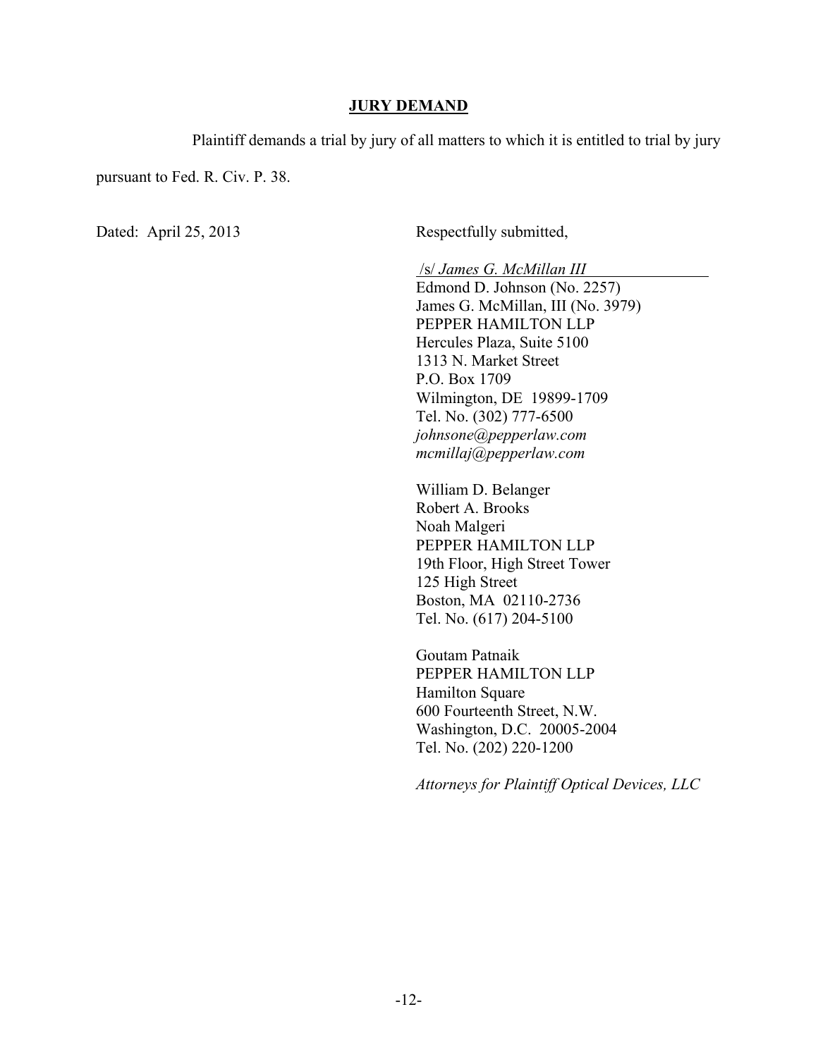## JURY DEMAND

Plaintiff demands a trial by jury of all matters to which it is entitled to trial by jury pursuant to Fed. R. Civ. P. 38.

Dated: April 25, 2013

Respectfully submitted,

/s/ *James G. McMillan III*

Edmond D. Johnson (No. 2257)
James G. McMillan, III (No. 3979)
PEPPER HAMILTON LLP
Hercules Plaza, Suite 5100
1313 N. Market Street
P.O. Box 1709
Wilmington, DE 19899-1709
Tel. No. (302) 777-6500
*johnsone@pepperlaw.com*
*mcmillaj@pepperlaw.com*

William D. Belanger
Robert A. Brooks
Noah Malgeri
PEPPER HAMILTON LLP
19th Floor, High Street Tower
125 High Street
Boston, MA 02110-2736
Tel. No. (617) 204-5100

Goutam Patnaik
PEPPER HAMILTON LLP
Hamilton Square
600 Fourteenth Street, N.W.
Washington, D.C. 20005-2004
Tel. No. (202) 220-1200

*Attorneys for Plaintiff Optical Devices, LLC*